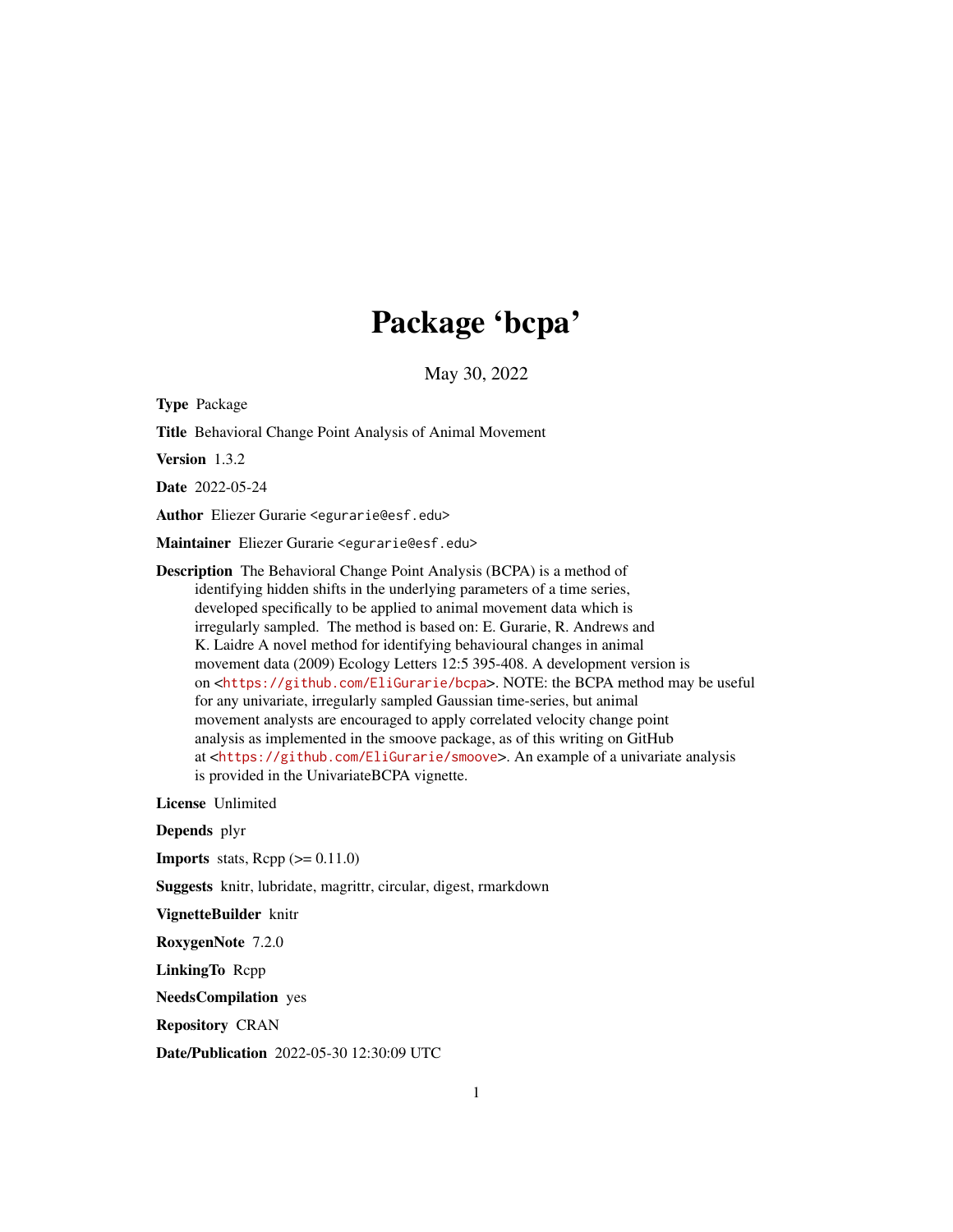# Package 'bcpa'

May 30, 2022

**Type** Package

**Title** Behavioral Change Point Analysis of Animal Movement

**Version** 1.3.2

**Date** 2022-05-24

**Author** Eliezer Gurarie <egurarie@esf.edu>

**Maintainer** Eliezer Gurarie <egurarie@esf.edu>

**Description** The Behavioral Change Point Analysis (BCPA) is a method of identifying hidden shifts in the underlying parameters of a time series, developed specifically to be applied to animal movement data which is irregularly sampled. The method is based on: E. Gurarie, R. Andrews and K. Laidre A novel method for identifying behavioural changes in animal movement data (2009) Ecology Letters 12:5 395-408. A development version is on <https://github.com/EliGurarie/bcpa>. NOTE: the BCPA method may be useful for any univariate, irregularly sampled Gaussian time-series, but animal movement analysts are encouraged to apply correlated velocity change point analysis as implemented in the smoove package, as of this writing on GitHub at <https://github.com/EliGurarie/smoove>. An example of a univariate analysis is provided in the UnivariateBCPA vignette.

**License** Unlimited

**Depends** plyr

**Imports** stats, Rcpp (>= 0.11.0)

**Suggests** knitr, lubridate, magrittr, circular, digest, rmarkdown

**VignetteBuilder** knitr

**RoxygenNote** 7.2.0

**LinkingTo** Rcpp

**NeedsCompilation** yes

**Repository** CRAN

**Date/Publication** 2022-05-30 12:30:09 UTC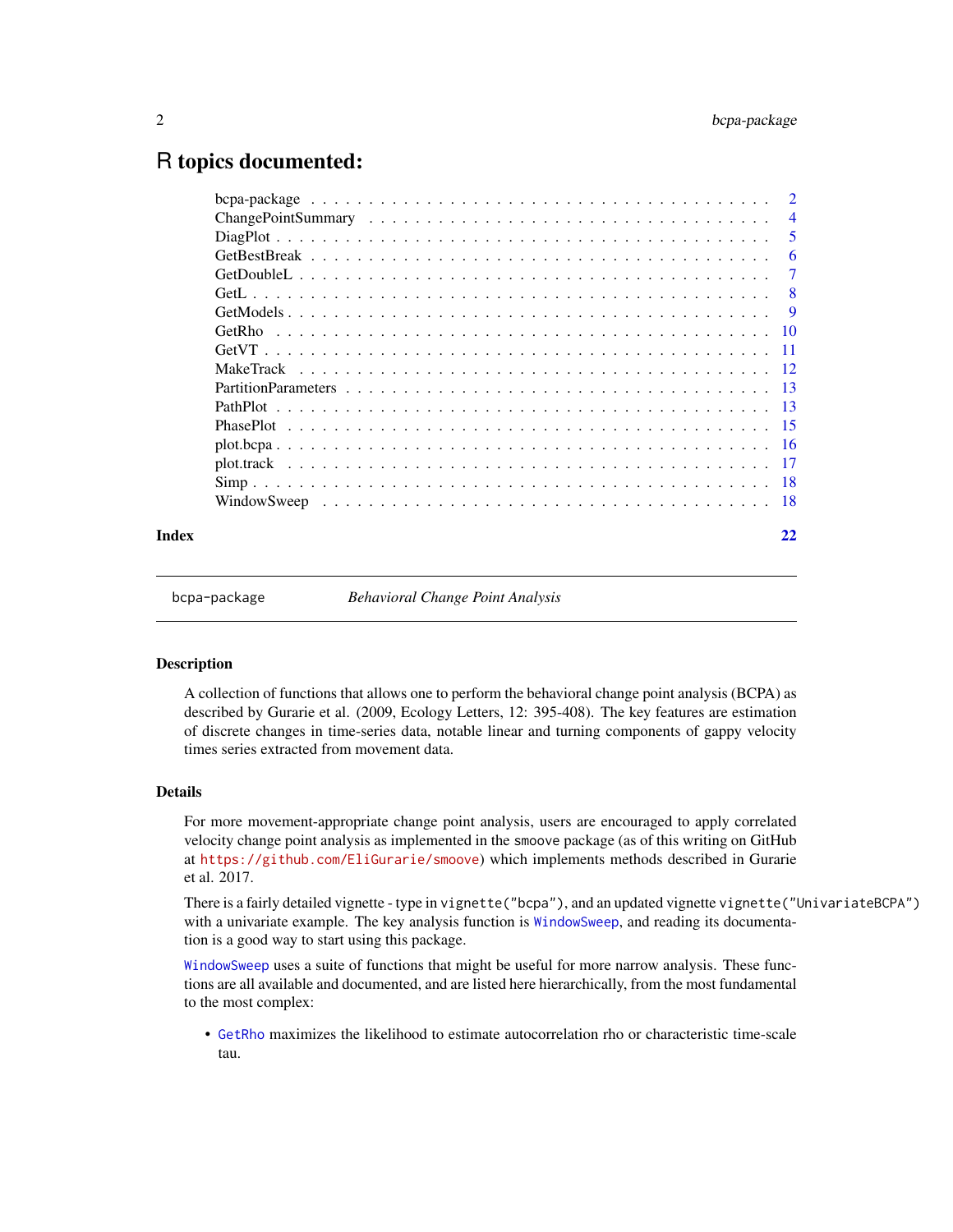# R topics documented:

| | |
|---|---|
| bcpa-package | 2 |
| ChangePointSummary | 4 |
| DiagPlot | 5 |
| GetBestBreak | 6 |
| GetDoubleL | 7 |
| GetL | 8 |
| GetModels | 9 |
| GetRho | 10 |
| GetVT | 11 |
| MakeTrack | 12 |
| PartitionParameters | 13 |
| PathPlot | 13 |
| PhasePlot | 15 |
| plot.bcpa | 16 |
| plot.track | 17 |
| Simp | 18 |
| WindowSweep | 18 |
| **Index** | **22** |

---

bcpa-package &nbsp;&nbsp;&nbsp;&nbsp; *Behavioral Change Point Analysis*

---

### Description

A collection of functions that allows one to perform the behavioral change point analysis (BCPA) as described by Gurarie et al. (2009, Ecology Letters, 12: 395-408). The key features are estimation of discrete changes in time-series data, notable linear and turning components of gappy velocity times series extracted from movement data.

### Details

For more movement-appropriate change point analysis, users are encouraged to apply correlated velocity change point analysis as implemented in the `smoove` package (as of this writing on GitHub at https://github.com/EliGurarie/smoove) which implements methods described in Gurarie et al. 2017.

There is a fairly detailed vignette - type in `vignette("bcpa")`, and an updated vignette `vignette("UnivariateBCPA")` with a univariate example. The key analysis function is `WindowSweep`, and reading its documentation is a good way to start using this package.

`WindowSweep` uses a suite of functions that might be useful for more narrow analysis. These functions are all available and documented, and are listed here hierarchically, from the most fundamental to the most complex:

- `GetRho` maximizes the likelihood to estimate autocorrelation rho or characteristic time-scale tau.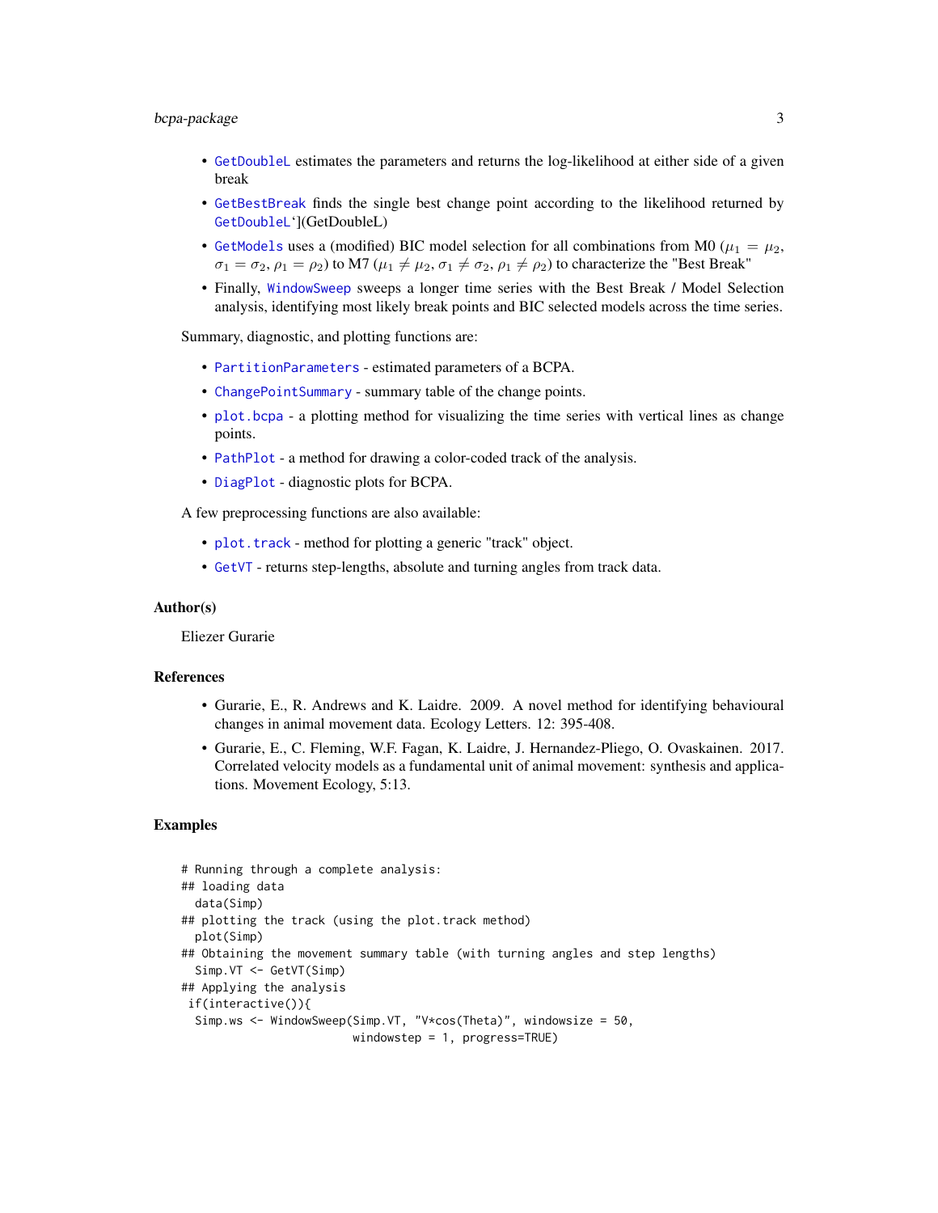- GetDoubleL estimates the parameters and returns the log-likelihood at either side of a given break
- GetBestBreak finds the single best change point according to the likelihood returned by GetDoubleL`](GetDoubleL)
- GetModels uses a (modified) BIC model selection for all combinations from M0 ($\mu_1 = \mu_2$, $\sigma_1 = \sigma_2$, $\rho_1 = \rho_2$) to M7 ($\mu_1 \neq \mu_2$, $\sigma_1 \neq \sigma_2$, $\rho_1 \neq \rho_2$) to characterize the "Best Break"
- Finally, WindowSweep sweeps a longer time series with the Best Break / Model Selection analysis, identifying most likely break points and BIC selected models across the time series.

Summary, diagnostic, and plotting functions are:

- PartitionParameters - estimated parameters of a BCPA.
- ChangePointSummary - summary table of the change points.
- plot.bcpa - a plotting method for visualizing the time series with vertical lines as change points.
- PathPlot - a method for drawing a color-coded track of the analysis.
- DiagPlot - diagnostic plots for BCPA.

A few preprocessing functions are also available:

- plot.track - method for plotting a generic "track" object.
- GetVT - returns step-lengths, absolute and turning angles from track data.

## Author(s)

Eliezer Gurarie

## References

- Gurarie, E., R. Andrews and K. Laidre. 2009. A novel method for identifying behavioural changes in animal movement data. Ecology Letters. 12: 395-408.
- Gurarie, E., C. Fleming, W.F. Fagan, K. Laidre, J. Hernandez-Pliego, O. Ovaskainen. 2017. Correlated velocity models as a fundamental unit of animal movement: synthesis and applications. Movement Ecology, 5:13.

## Examples

```
# Running through a complete analysis:
## loading data
  data(Simp)
## plotting the track (using the plot.track method)
  plot(Simp)
## Obtaining the movement summary table (with turning angles and step lengths)
  Simp.VT <- GetVT(Simp)
## Applying the analysis
 if(interactive()){
  Simp.ws <- WindowSweep(Simp.VT, "V*cos(Theta)", windowsize = 50,
                        windowstep = 1, progress=TRUE)
```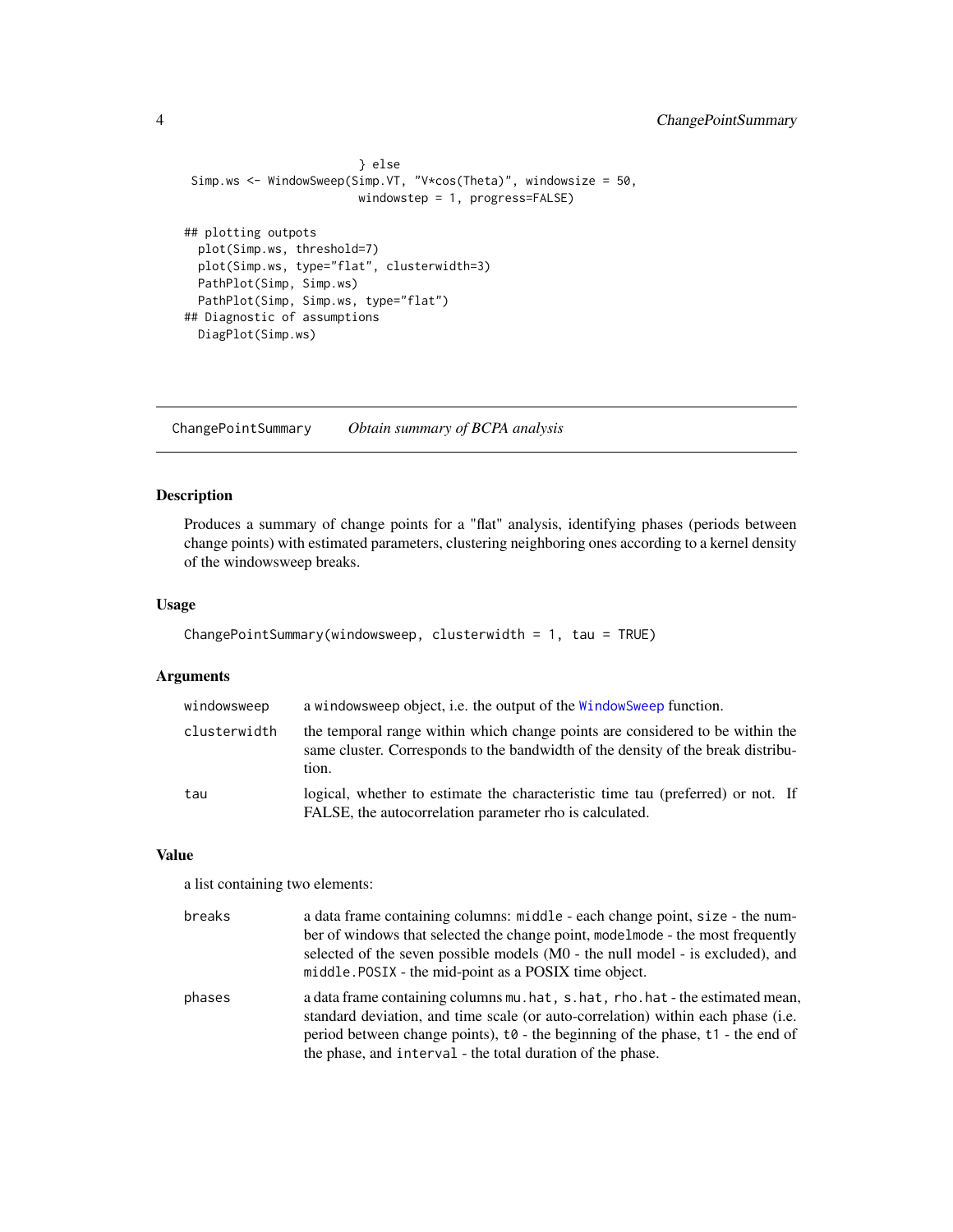```
                         } else
 Simp.ws <- WindowSweep(Simp.VT, "V*cos(Theta)", windowsize = 50,
                         windowstep = 1, progress=FALSE)

## plotting outpots
  plot(Simp.ws, threshold=7)
  plot(Simp.ws, type="flat", clusterwidth=3)
  PathPlot(Simp, Simp.ws)
  PathPlot(Simp, Simp.ws, type="flat")
## Diagnostic of assumptions
  DiagPlot(Simp.ws)
```

---

## ChangePointSummary *Obtain summary of BCPA analysis*

---

### Description

Produces a summary of change points for a "flat" analysis, identifying phases (periods between change points) with estimated parameters, clustering neighboring ones according to a kernel density of the windowsweep breaks.

### Usage

```
ChangePointSummary(windowsweep, clusterwidth = 1, tau = TRUE)
```

### Arguments

| | |
|---|---|
| `windowsweep` | a `windowsweep` object, i.e. the output of the `WindowSweep` function. |
| `clusterwidth` | the temporal range within which change points are considered to be within the same cluster. Corresponds to the bandwidth of the density of the break distribution. |
| `tau` | logical, whether to estimate the characteristic time tau (preferred) or not. If FALSE, the autocorrelation parameter rho is calculated. |

### Value

a list containing two elements:

| | |
|---|---|
| `breaks` | a data frame containing columns: `middle` - each change point, `size` - the number of windows that selected the change point, `modelmode` - the most frequently selected of the seven possible models (M0 - the null model - is excluded), and `middle.POSIX` - the mid-point as a POSIX time object. |
| `phases` | a data frame containing columns `mu.hat`, `s.hat`, `rho.hat` - the estimated mean, standard deviation, and time scale (or auto-correlation) within each phase (i.e. period between change points), `t0` - the beginning of the phase, `t1` - the end of the phase, and `interval` - the total duration of the phase. |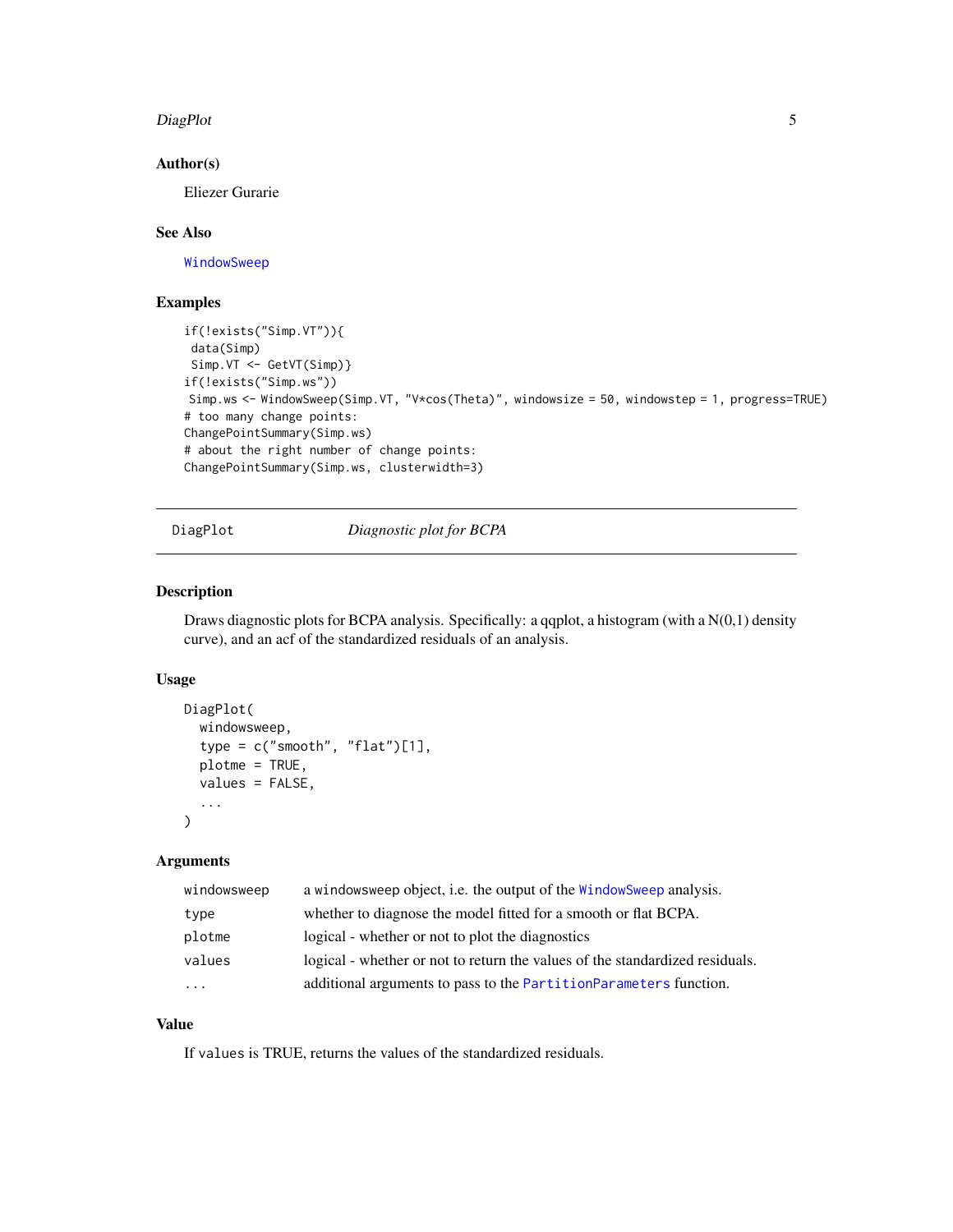### Author(s)

Eliezer Gurarie

### See Also

WindowSweep

### Examples

```
if(!exists("Simp.VT")){
 data(Simp)
 Simp.VT <- GetVT(Simp)}
if(!exists("Simp.ws"))
 Simp.ws <- WindowSweep(Simp.VT, "V*cos(Theta)", windowsize = 50, windowstep = 1, progress=TRUE)
# too many change points:
ChangePointSummary(Simp.ws)
# about the right number of change points:
ChangePointSummary(Simp.ws, clusterwidth=3)
```

---

## DiagPlot *Diagnostic plot for BCPA*

### Description

Draws diagnostic plots for BCPA analysis. Specifically: a qqplot, a histogram (with a N(0,1) density curve), and an acf of the standardized residuals of an analysis.

### Usage

```
DiagPlot(
  windowsweep,
  type = c("smooth", "flat")[1],
  plotme = TRUE,
  values = FALSE,
  ...
)
```

### Arguments

| | |
|---|---|
| windowsweep | a windowsweep object, i.e. the output of the WindowSweep analysis. |
| type | whether to diagnose the model fitted for a smooth or flat BCPA. |
| plotme | logical - whether or not to plot the diagnostics |
| values | logical - whether or not to return the values of the standardized residuals. |
| ... | additional arguments to pass to the PartitionParameters function. |

### Value

If values is TRUE, returns the values of the standardized residuals.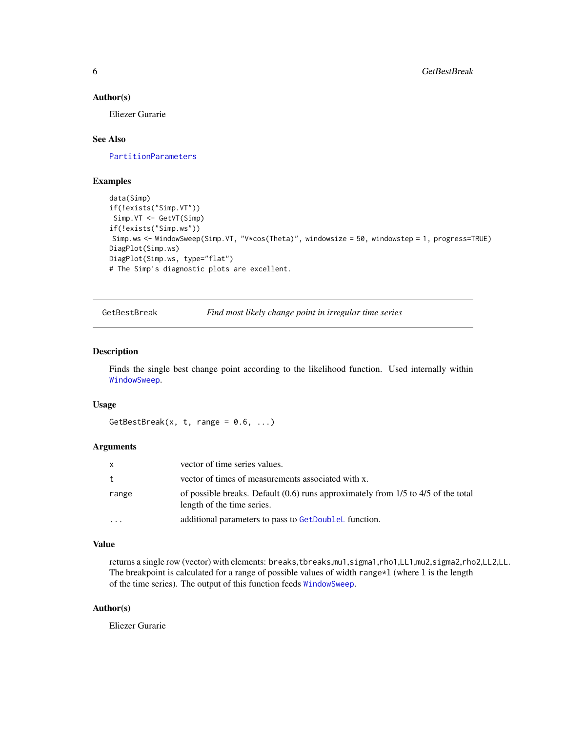### Author(s)

Eliezer Gurarie

### See Also

PartitionParameters

### Examples

```
data(Simp)
if(!exists("Simp.VT"))
 Simp.VT <- GetVT(Simp)
if(!exists("Simp.ws"))
 Simp.ws <- WindowSweep(Simp.VT, "V*cos(Theta)", windowsize = 50, windowstep = 1, progress=TRUE)
DiagPlot(Simp.ws)
DiagPlot(Simp.ws, type="flat")
# The Simp's diagnostic plots are excellent.
```

---

## GetBestBreak &nbsp;&nbsp;&nbsp; *Find most likely change point in irregular time series*

---

### Description

Finds the single best change point according to the likelihood function. Used internally within WindowSweep.

### Usage

```
GetBestBreak(x, t, range = 0.6, ...)
```

### Arguments

| | |
|---|---|
| `x` | vector of time series values. |
| `t` | vector of times of measurements associated with x. |
| `range` | of possible breaks. Default (0.6) runs approximately from 1/5 to 4/5 of the total length of the time series. |
| `...` | additional parameters to pass to GetDoubleL function. |

### Value

returns a single row (vector) with elements: `breaks`,`tbreaks`,`mu1`,`sigma1`,`rho1`,`LL1`,`mu2`,`sigma2`,`rho2`,`LL2`,`LL`. The breakpoint is calculated for a range of possible values of width `range*l` (where `l` is the length of the time series). The output of this function feeds WindowSweep.

### Author(s)

Eliezer Gurarie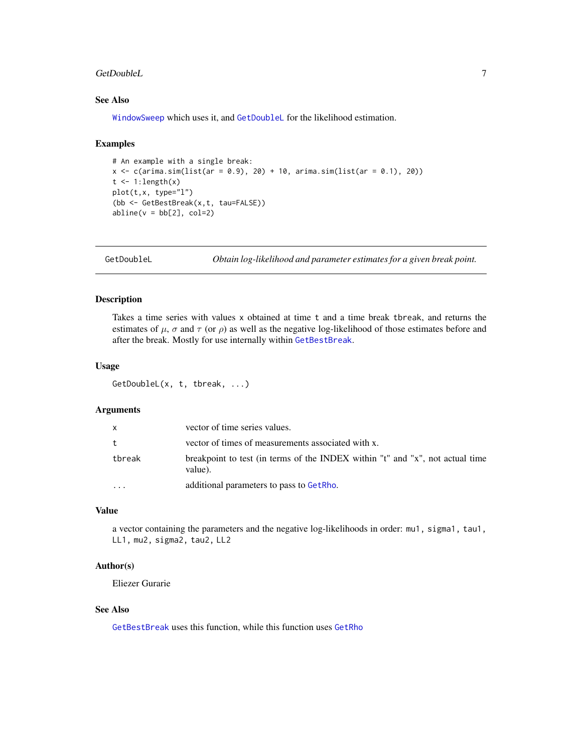## See Also

`WindowSweep` which uses it, and `GetDoubleL` for the likelihood estimation.

## Examples

```
# An example with a single break:
x <- c(arima.sim(list(ar = 0.9), 20) + 10, arima.sim(list(ar = 0.1), 20))
t <- 1:length(x)
plot(t,x, type="l")
(bb <- GetBestBreak(x,t, tau=FALSE))
abline(v = bb[2], col=2)
```

---

# GetDoubleL — *Obtain log-likelihood and parameter estimates for a given break point.*

---

## Description

Takes a time series with values `x` obtained at time `t` and a time break `tbreak`, and returns the estimates of $\mu$, $\sigma$ and $\tau$ (or $\rho$) as well as the negative log-likelihood of those estimates before and after the break. Mostly for use internally within `GetBestBreak`.

## Usage

```
GetDoubleL(x, t, tbreak, ...)
```

## Arguments

| | |
|---|---|
| `x` | vector of time series values. |
| `t` | vector of times of measurements associated with x. |
| `tbreak` | breakpoint to test (in terms of the INDEX within "t" and "x", not actual time value). |
| `...` | additional parameters to pass to `GetRho`. |

## Value

a vector containing the parameters and the negative log-likelihoods in order: `mu1`, `sigma1`, `tau1`, `LL1`, `mu2`, `sigma2`, `tau2`, `LL2`

## Author(s)

Eliezer Gurarie

## See Also

`GetBestBreak` uses this function, while this function uses `GetRho`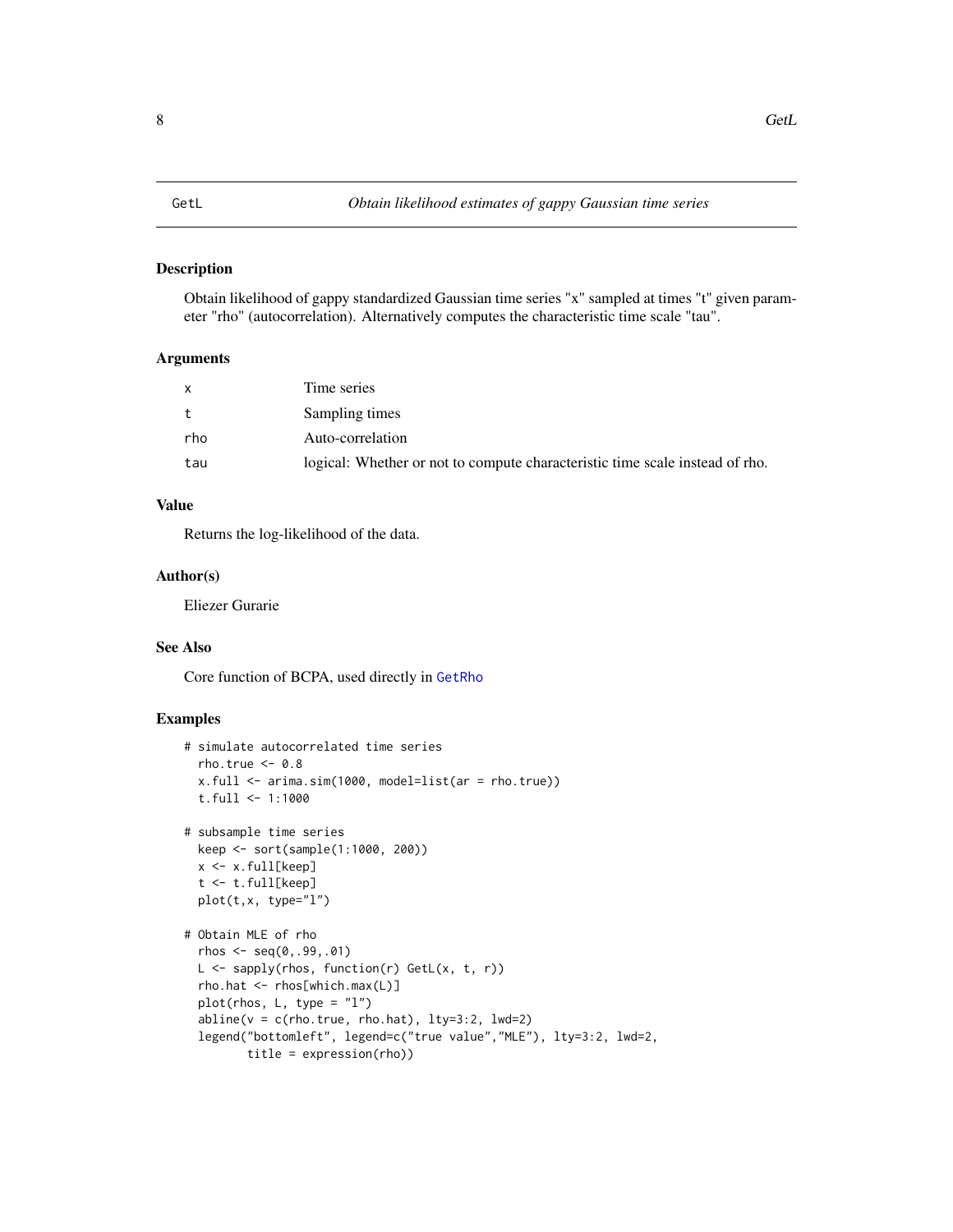# GetL — *Obtain likelihood estimates of gappy Gaussian time series*

## Description

Obtain likelihood of gappy standardized Gaussian time series "x" sampled at times "t" given parameter "rho" (autocorrelation). Alternatively computes the characteristic time scale "tau".

## Arguments

| | |
|---|---|
| x | Time series |
| t | Sampling times |
| rho | Auto-correlation |
| tau | logical: Whether or not to compute characteristic time scale instead of rho. |

## Value

Returns the log-likelihood of the data.

## Author(s)

Eliezer Gurarie

## See Also

Core function of BCPA, used directly in GetRho

## Examples

```
# simulate autocorrelated time series
  rho.true <- 0.8
  x.full <- arima.sim(1000, model=list(ar = rho.true))
  t.full <- 1:1000

# subsample time series
  keep <- sort(sample(1:1000, 200))
  x <- x.full[keep]
  t <- t.full[keep]
  plot(t,x, type="l")

# Obtain MLE of rho
  rhos <- seq(0,.99,.01)
  L <- sapply(rhos, function(r) GetL(x, t, r))
  rho.hat <- rhos[which.max(L)]
  plot(rhos, L, type = "l")
  abline(v = c(rho.true, rho.hat), lty=3:2, lwd=2)
  legend("bottomleft", legend=c("true value","MLE"), lty=3:2, lwd=2,
         title = expression(rho))
```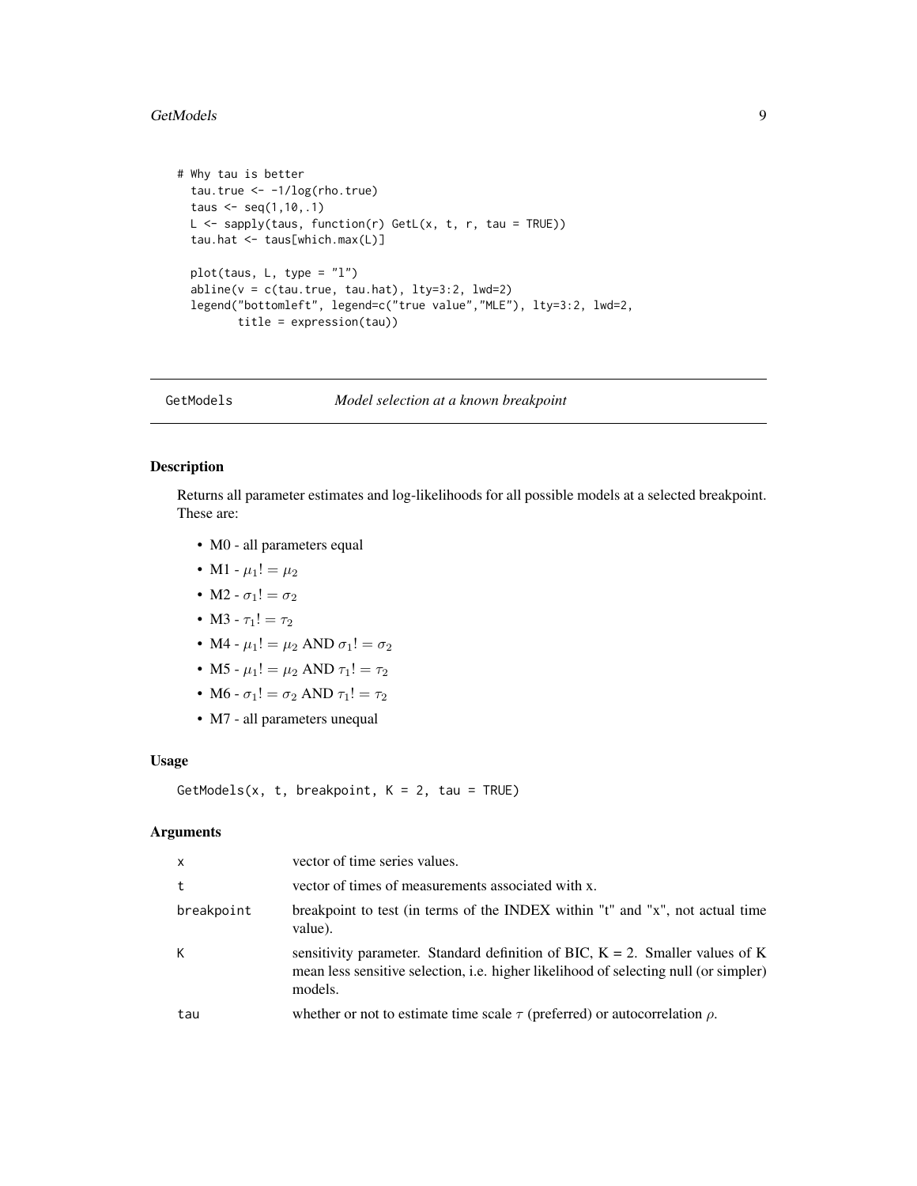```
# Why tau is better
  tau.true <- -1/log(rho.true)
  taus <- seq(1,10,.1)
  L <- sapply(taus, function(r) GetL(x, t, r, tau = TRUE))
  tau.hat <- taus[which.max(L)]

  plot(taus, L, type = "l")
  abline(v = c(tau.true, tau.hat), lty=3:2, lwd=2)
  legend("bottomleft", legend=c("true value","MLE"), lty=3:2, lwd=2,
         title = expression(tau))
```

## GetModels — *Model selection at a known breakpoint*

### Description

Returns all parameter estimates and log-likelihoods for all possible models at a selected breakpoint. These are:

- M0 - all parameters equal
- M1 - $\mu_1 != \mu_2$
- M2 - $\sigma_1 != \sigma_2$
- M3 - $\tau_1 != \tau_2$
- M4 - $\mu_1 != \mu_2$ AND $\sigma_1 != \sigma_2$
- M5 - $\mu_1 != \mu_2$ AND $\tau_1 != \tau_2$
- M6 - $\sigma_1 != \sigma_2$ AND $\tau_1 != \tau_2$
- M7 - all parameters unequal

### Usage

```
GetModels(x, t, breakpoint, K = 2, tau = TRUE)
```

### Arguments

| | |
|---|---|
| x | vector of time series values. |
| t | vector of times of measurements associated with x. |
| breakpoint | breakpoint to test (in terms of the INDEX within "t" and "x", not actual time value). |
| K | sensitivity parameter. Standard definition of BIC, K = 2. Smaller values of K mean less sensitive selection, i.e. higher likelihood of selecting null (or simpler) models. |
| tau | whether or not to estimate time scale $\tau$ (preferred) or autocorrelation $\rho$. |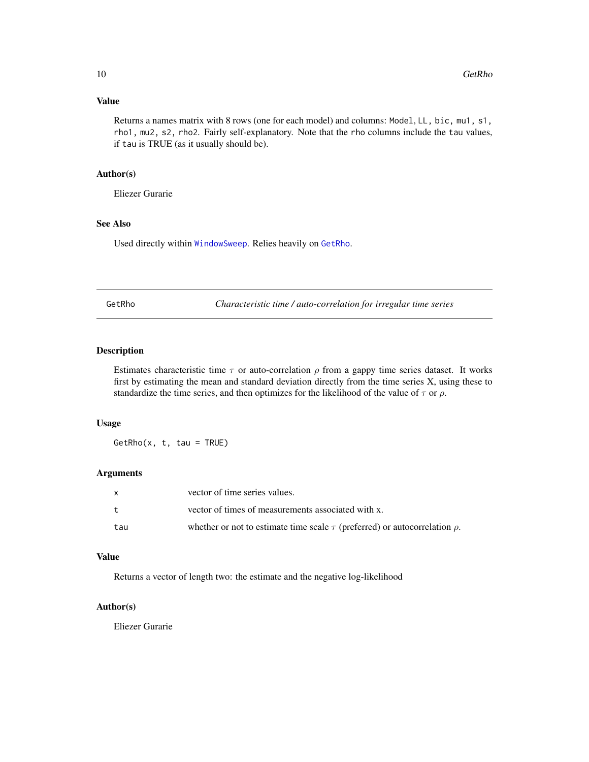### Value

Returns a names matrix with 8 rows (one for each model) and columns: `Model`, `LL`, `bic`, `mu1`, `s1`, `rho1`, `mu2`, `s2`, `rho2`. Fairly self-explanatory. Note that the `rho` columns include the `tau` values, if `tau` is TRUE (as it usually should be).

### Author(s)

Eliezer Gurarie

### See Also

Used directly within `WindowSweep`. Relies heavily on `GetRho`.

---

## GetRho — *Characteristic time / auto-correlation for irregular time series*

---

### Description

Estimates characteristic time $\tau$ or auto-correlation $\rho$ from a gappy time series dataset. It works first by estimating the mean and standard deviation directly from the time series X, using these to standardize the time series, and then optimizes for the likelihood of the value of $\tau$ or $\rho$.

### Usage

```
GetRho(x, t, tau = TRUE)
```

### Arguments

| | |
|---|---|
| `x` | vector of time series values. |
| `t` | vector of times of measurements associated with x. |
| `tau` | whether or not to estimate time scale $\tau$ (preferred) or autocorrelation $\rho$. |

### Value

Returns a vector of length two: the estimate and the negative log-likelihood

### Author(s)

Eliezer Gurarie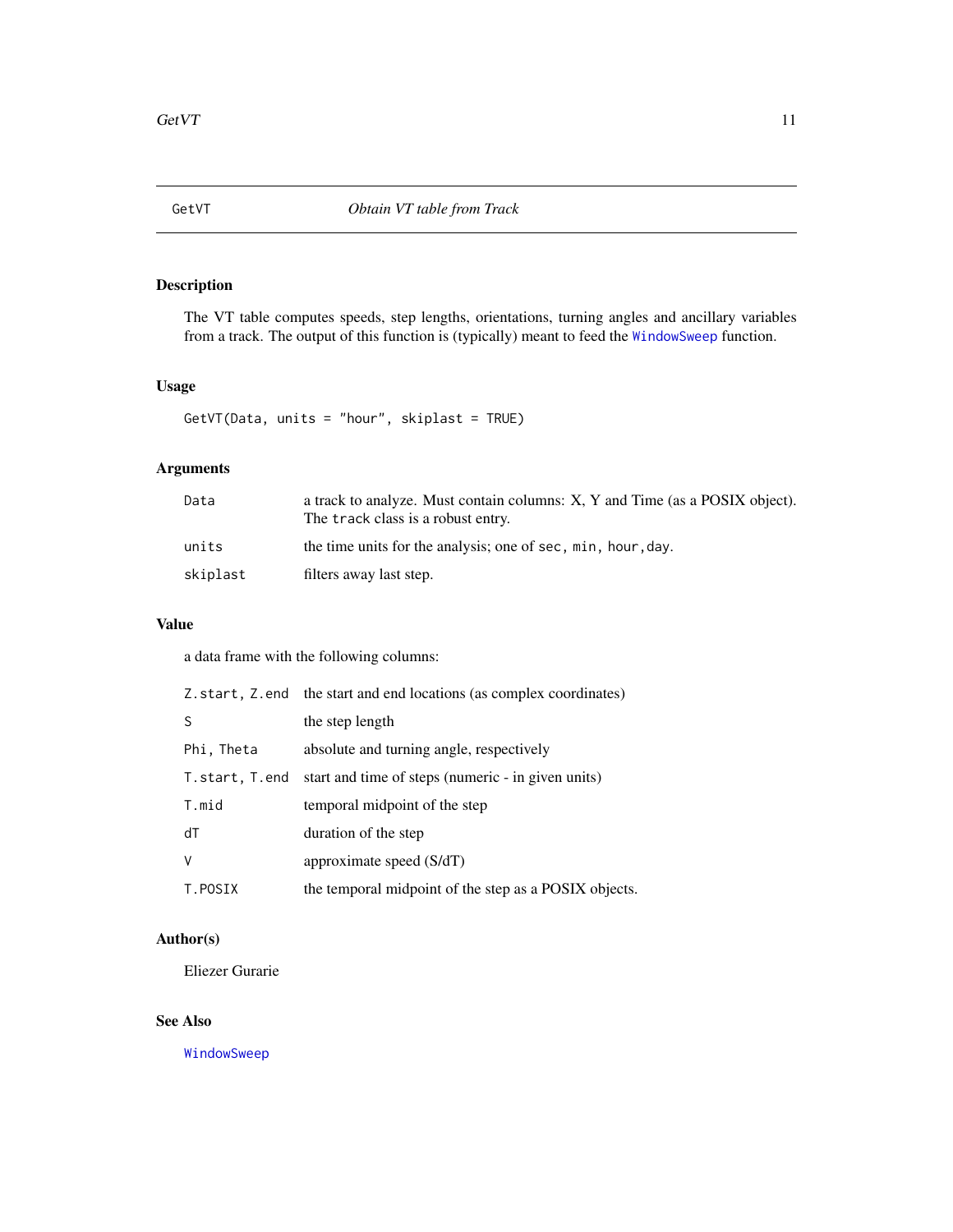## GetVT — *Obtain VT table from Track*

### Description

The VT table computes speeds, step lengths, orientations, turning angles and ancillary variables from a track. The output of this function is (typically) meant to feed the `WindowSweep` function.

### Usage

```
GetVT(Data, units = "hour", skiplast = TRUE)
```

### Arguments

| | |
|---|---|
| `Data` | a track to analyze. Must contain columns: X, Y and Time (as a POSIX object). The `track` class is a robust entry. |
| `units` | the time units for the analysis; one of `sec`, `min`, `hour`, `day`. |
| `skiplast` | filters away last step. |

### Value

a data frame with the following columns:

| | |
|---|---|
| `Z.start, Z.end` | the start and end locations (as complex coordinates) |
| `S` | the step length |
| `Phi, Theta` | absolute and turning angle, respectively |
| `T.start, T.end` | start and time of steps (numeric - in given units) |
| `T.mid` | temporal midpoint of the step |
| `dT` | duration of the step |
| `V` | approximate speed (S/dT) |
| `T.POSIX` | the temporal midpoint of the step as a POSIX objects. |

### Author(s)

Eliezer Gurarie

### See Also

`WindowSweep`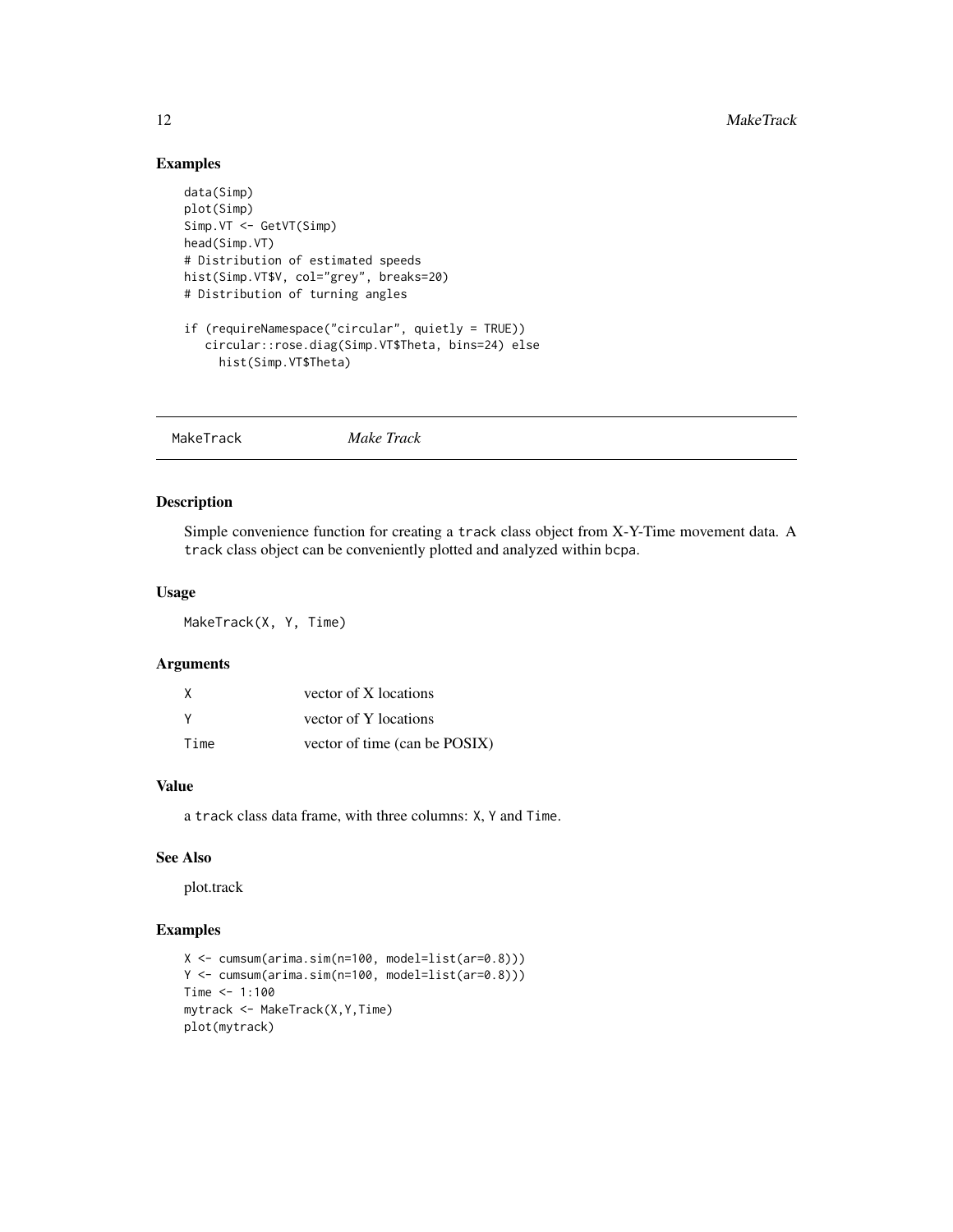## Examples

```
data(Simp)
plot(Simp)
Simp.VT <- GetVT(Simp)
head(Simp.VT)
# Distribution of estimated speeds
hist(Simp.VT$V, col="grey", breaks=20)
# Distribution of turning angles

if (requireNamespace("circular", quietly = TRUE))
   circular::rose.diag(Simp.VT$Theta, bins=24) else
     hist(Simp.VT$Theta)
```

---

# MakeTrack *Make Track*

---

## Description

Simple convenience function for creating a `track` class object from X-Y-Time movement data. A `track` class object can be conveniently plotted and analyzed within `bcpa`.

## Usage

```
MakeTrack(X, Y, Time)
```

## Arguments

| | |
|---|---|
| X | vector of X locations |
| Y | vector of Y locations |
| Time | vector of time (can be POSIX) |

## Value

a `track` class data frame, with three columns: `X`, `Y` and `Time`.

## See Also

plot.track

## Examples

```
X <- cumsum(arima.sim(n=100, model=list(ar=0.8)))
Y <- cumsum(arima.sim(n=100, model=list(ar=0.8)))
Time <- 1:100
mytrack <- MakeTrack(X,Y,Time)
plot(mytrack)
```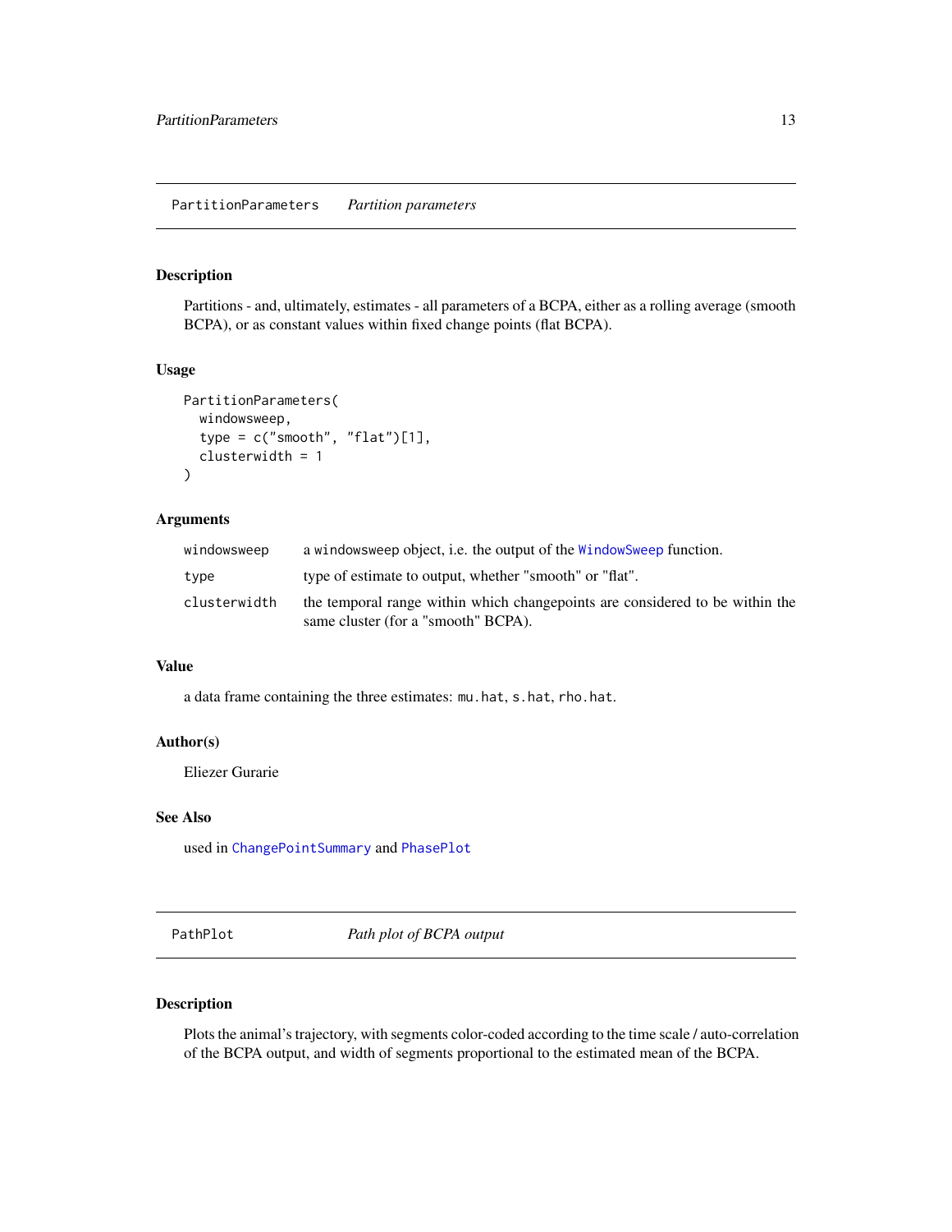## PartitionParameters *Partition parameters*

### Description

Partitions - and, ultimately, estimates - all parameters of a BCPA, either as a rolling average (smooth BCPA), or as constant values within fixed change points (flat BCPA).

### Usage

```
PartitionParameters(
  windowsweep,
  type = c("smooth", "flat")[1],
  clusterwidth = 1
)
```

### Arguments

| | |
|---|---|
| windowsweep | a windowsweep object, i.e. the output of the WindowSweep function. |
| type | type of estimate to output, whether "smooth" or "flat". |
| clusterwidth | the temporal range within which changepoints are considered to be within the same cluster (for a "smooth" BCPA). |

### Value

a data frame containing the three estimates: `mu.hat`, `s.hat`, `rho.hat`.

### Author(s)

Eliezer Gurarie

### See Also

used in ChangePointSummary and PhasePlot

## PathPlot *Path plot of BCPA output*

### Description

Plots the animal's trajectory, with segments color-coded according to the time scale / auto-correlation of the BCPA output, and width of segments proportional to the estimated mean of the BCPA.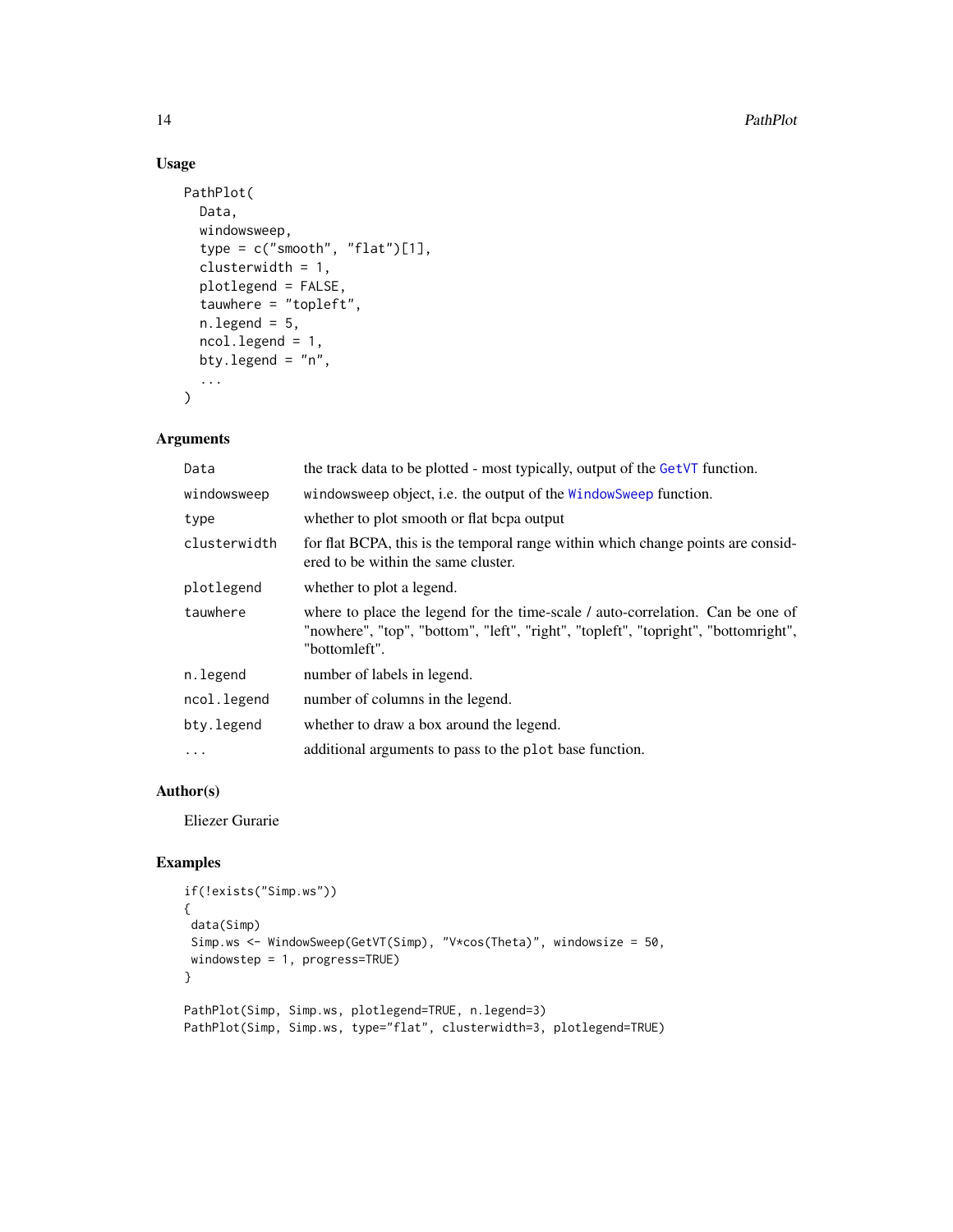## Usage

```
PathPlot(
  Data,
  windowsweep,
  type = c("smooth", "flat")[1],
  clusterwidth = 1,
  plotlegend = FALSE,
  tauwhere = "topleft",
  n.legend = 5,
  ncol.legend = 1,
  bty.legend = "n",
  ...
)
```

## Arguments

| | |
|---|---|
| `Data` | the track data to be plotted - most typically, output of the `GetVT` function. |
| `windowsweep` | `windowsweep` object, i.e. the output of the `WindowSweep` function. |
| `type` | whether to plot smooth or flat bcpa output |
| `clusterwidth` | for flat BCPA, this is the temporal range within which change points are considered to be within the same cluster. |
| `plotlegend` | whether to plot a legend. |
| `tauwhere` | where to place the legend for the time-scale / auto-correlation. Can be one of "nowhere", "top", "bottom", "left", "right", "topleft", "topright", "bottomright", "bottomleft". |
| `n.legend` | number of labels in legend. |
| `ncol.legend` | number of columns in the legend. |
| `bty.legend` | whether to draw a box around the legend. |
| `...` | additional arguments to pass to the `plot` base function. |

## Author(s)

Eliezer Gurarie

## Examples

```
if(!exists("Simp.ws"))
{
 data(Simp)
 Simp.ws <- WindowSweep(GetVT(Simp), "V*cos(Theta)", windowsize = 50,
 windowstep = 1, progress=TRUE)
}

PathPlot(Simp, Simp.ws, plotlegend=TRUE, n.legend=3)
PathPlot(Simp, Simp.ws, type="flat", clusterwidth=3, plotlegend=TRUE)
```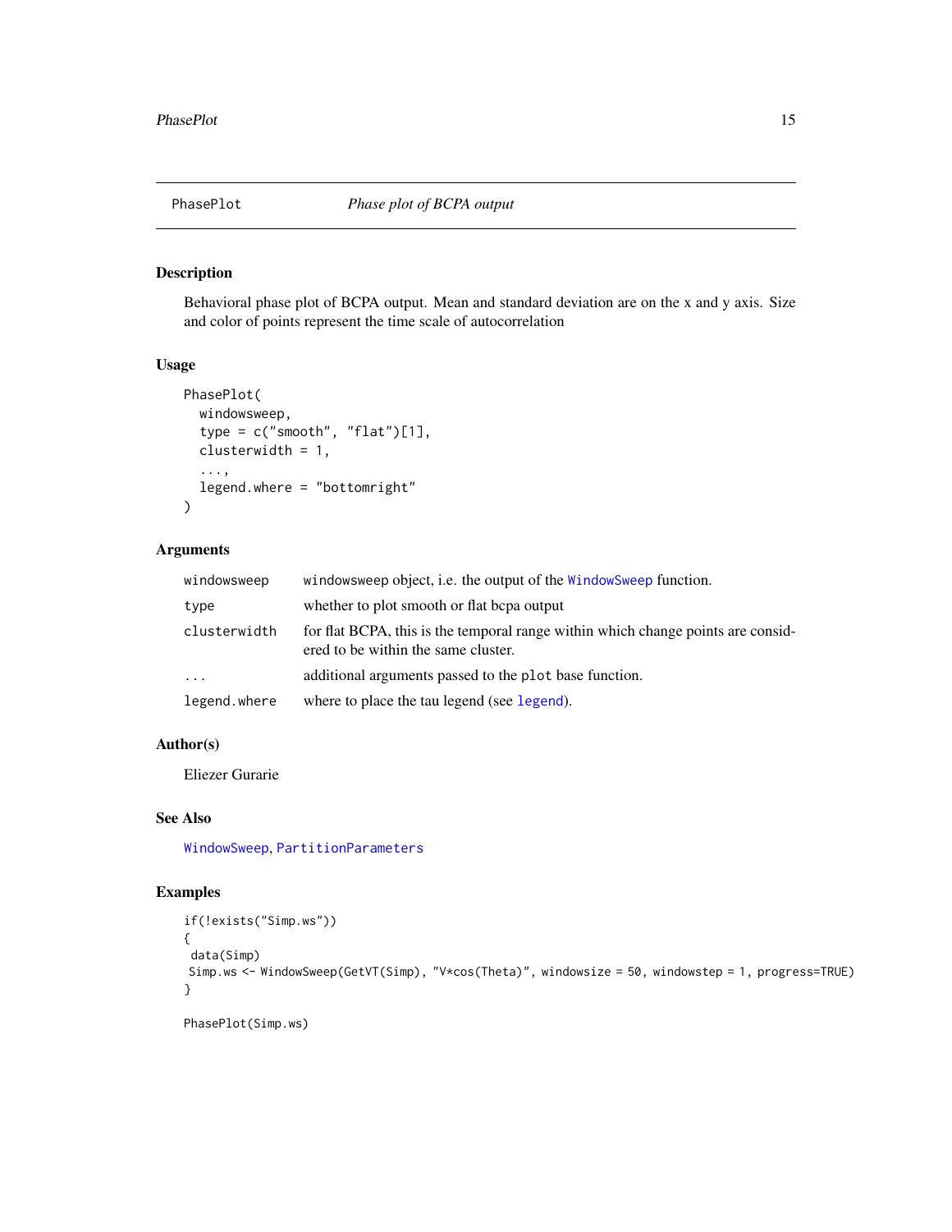PhasePlot *Phase plot of BCPA output*

## Description

Behavioral phase plot of BCPA output. Mean and standard deviation are on the x and y axis. Size and color of points represent the time scale of autocorrelation

## Usage

```
PhasePlot(
  windowsweep,
  type = c("smooth", "flat")[1],
  clusterwidth = 1,
  ...,
  legend.where = "bottomright"
)
```

## Arguments

| | |
|---|---|
| windowsweep | windowsweep object, i.e. the output of the WindowSweep function. |
| type | whether to plot smooth or flat bcpa output |
| clusterwidth | for flat BCPA, this is the temporal range within which change points are considered to be within the same cluster. |
| ... | additional arguments passed to the plot base function. |
| legend.where | where to place the tau legend (see legend). |

## Author(s)

Eliezer Gurarie

## See Also

WindowSweep, PartitionParameters

## Examples

```
if(!exists("Simp.ws"))
{
 data(Simp)
 Simp.ws <- WindowSweep(GetVT(Simp), "V*cos(Theta)", windowsize = 50, windowstep = 1, progress=TRUE)
}

PhasePlot(Simp.ws)
```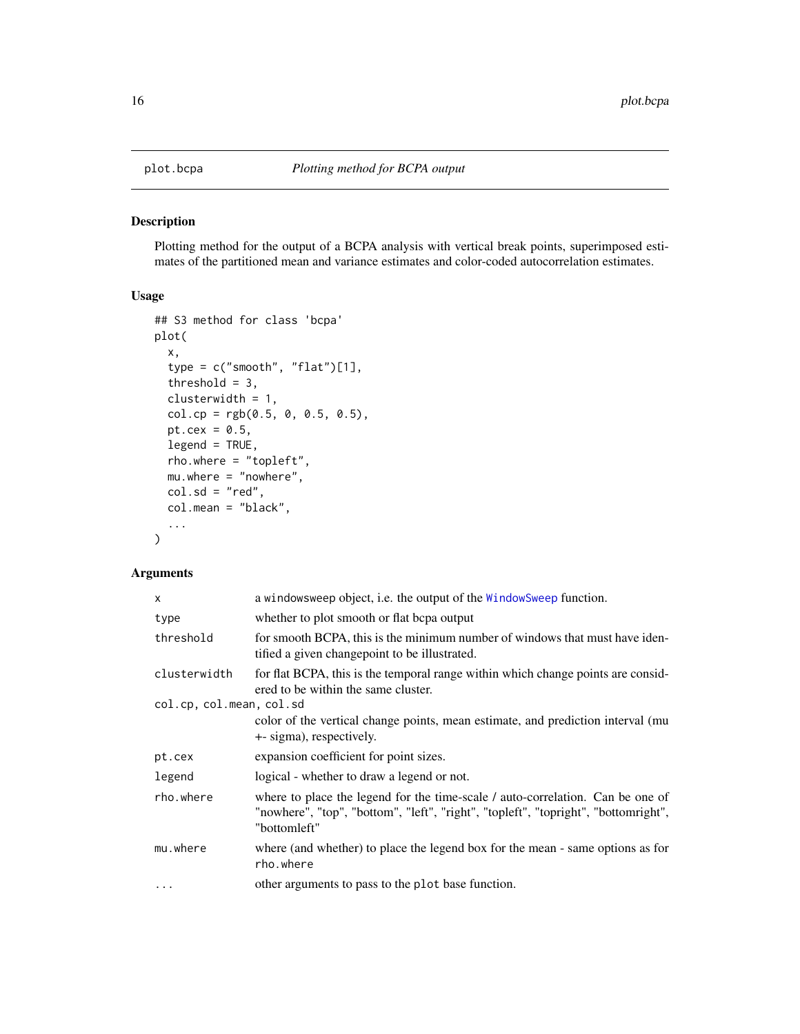plot.bcpa — *Plotting method for BCPA output*

## Description

Plotting method for the output of a BCPA analysis with vertical break points, superimposed estimates of the partitioned mean and variance estimates and color-coded autocorrelation estimates.

## Usage

```
## S3 method for class 'bcpa'
plot(
  x,
  type = c("smooth", "flat")[1],
  threshold = 3,
  clusterwidth = 1,
  col.cp = rgb(0.5, 0, 0.5, 0.5),
  pt.cex = 0.5,
  legend = TRUE,
  rho.where = "topleft",
  mu.where = "nowhere",
  col.sd = "red",
  col.mean = "black",
  ...
)
```

## Arguments

| Argument | Description |
|---|---|
| `x` | a `windowsweep` object, i.e. the output of the `WindowSweep` function. |
| `type` | whether to plot smooth or flat bcpa output |
| `threshold` | for smooth BCPA, this is the minimum number of windows that must have identified a given changepoint to be illustrated. |
| `clusterwidth` | for flat BCPA, this is the temporal range within which change points are considered to be within the same cluster. |
| `col.cp, col.mean, col.sd` | color of the vertical change points, mean estimate, and prediction interval (mu +- sigma), respectively. |
| `pt.cex` | expansion coefficient for point sizes. |
| `legend` | logical - whether to draw a legend or not. |
| `rho.where` | where to place the legend for the time-scale / auto-correlation. Can be one of "nowhere", "top", "bottom", "left", "right", "topleft", "topright", "bottomright", "bottomleft" |
| `mu.where` | where (and whether) to place the legend box for the mean - same options as for `rho.where` |
| `...` | other arguments to pass to the `plot` base function. |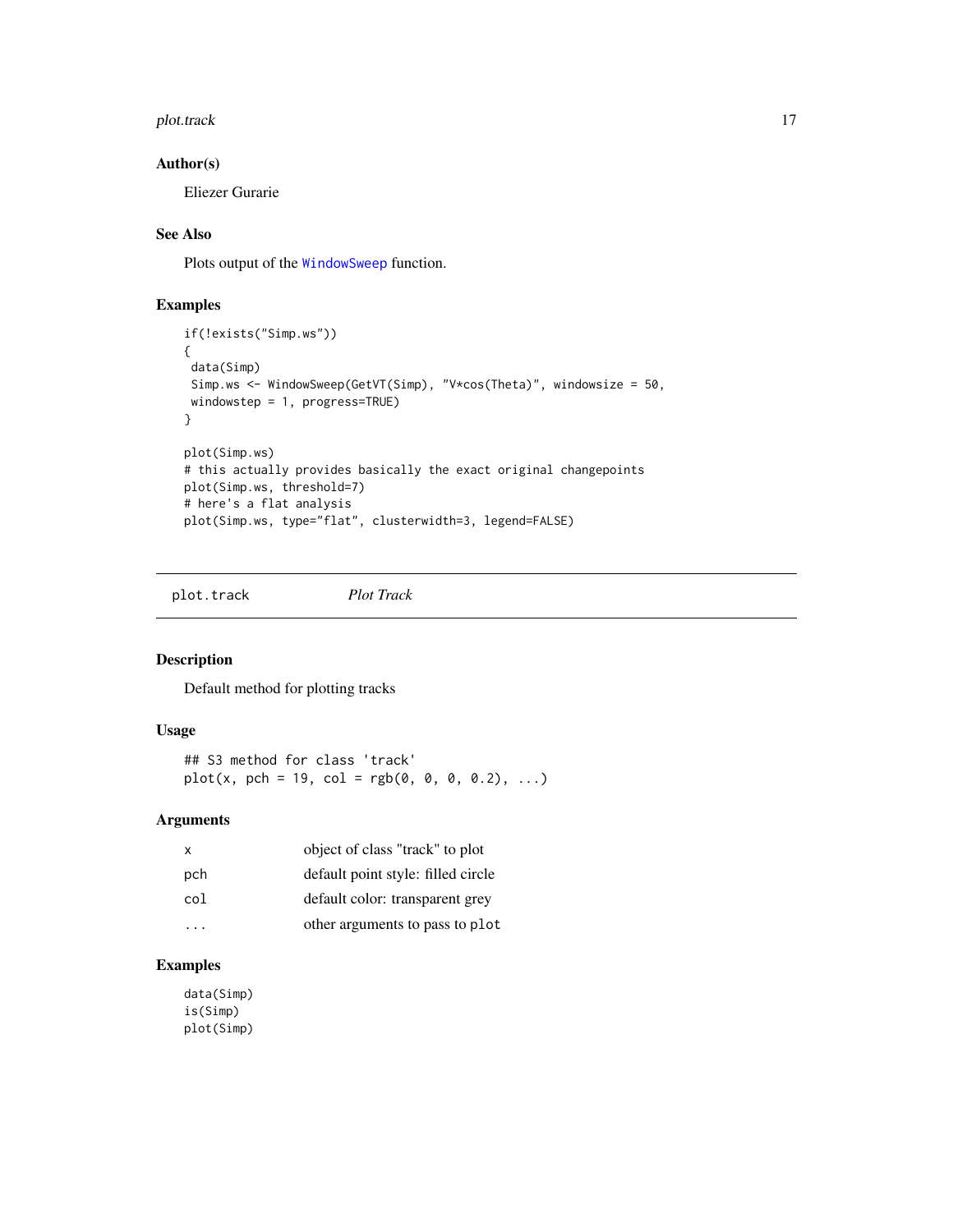### Author(s)

Eliezer Gurarie

### See Also

Plots output of the WindowSweep function.

### Examples

```
if(!exists("Simp.ws"))
{
 data(Simp)
 Simp.ws <- WindowSweep(GetVT(Simp), "V*cos(Theta)", windowsize = 50,
 windowstep = 1, progress=TRUE)
}

plot(Simp.ws)
# this actually provides basically the exact original changepoints
plot(Simp.ws, threshold=7)
# here's a flat analysis
plot(Simp.ws, type="flat", clusterwidth=3, legend=FALSE)
```

---

## plot.track — *Plot Track*

### Description

Default method for plotting tracks

### Usage

```
## S3 method for class 'track'
plot(x, pch = 19, col = rgb(0, 0, 0, 0.2), ...)
```

### Arguments

| | |
|---|---|
| x | object of class "track" to plot |
| pch | default point style: filled circle |
| col | default color: transparent grey |
| ... | other arguments to pass to plot |

### Examples

```
data(Simp)
is(Simp)
plot(Simp)
```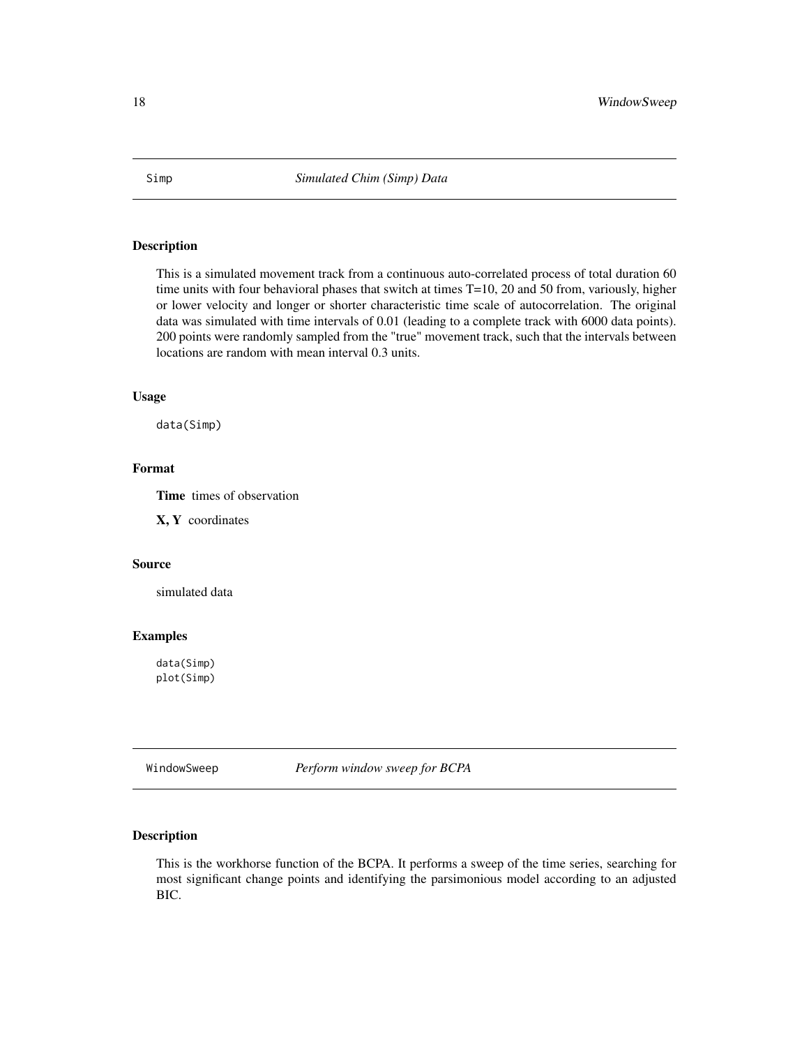## Simp — *Simulated Chim (Simp) Data*

### Description

This is a simulated movement track from a continuous auto-correlated process of total duration 60 time units with four behavioral phases that switch at times T=10, 20 and 50 from, variously, higher or lower velocity and longer or shorter characteristic time scale of autocorrelation. The original data was simulated with time intervals of 0.01 (leading to a complete track with 6000 data points). 200 points were randomly sampled from the "true" movement track, such that the intervals between locations are random with mean interval 0.3 units.

### Usage

```
data(Simp)
```

### Format

**Time** times of observation

**X, Y** coordinates

### Source

simulated data

### Examples

```
data(Simp)
plot(Simp)
```

## WindowSweep — *Perform window sweep for BCPA*

### Description

This is the workhorse function of the BCPA. It performs a sweep of the time series, searching for most significant change points and identifying the parsimonious model according to an adjusted BIC.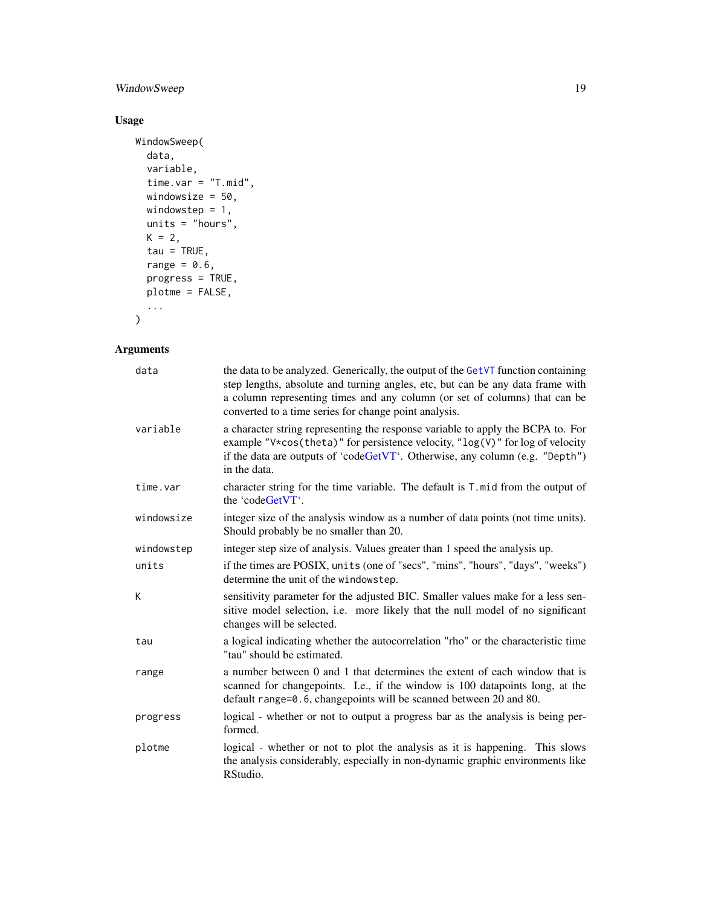## Usage

```
WindowSweep(
  data,
  variable,
  time.var = "T.mid",
  windowsize = 50,
  windowstep = 1,
  units = "hours",
  K = 2,
  tau = TRUE,
  range = 0.6,
  progress = TRUE,
  plotme = FALSE,
  ...
)
```

## Arguments

| | |
|---|---|
| data | the data to be analyzed. Generically, the output of the GetVT function containing step lengths, absolute and turning angles, etc, but can be any data frame with a column representing times and any column (or set of columns) that can be converted to a time series for change point analysis. |
| variable | a character string representing the response variable to apply the BCPA to. For example "V*cos(theta)" for persistence velocity, "log(V)" for log of velocity if the data are outputs of 'codeGetVT'. Otherwise, any column (e.g. "Depth") in the data. |
| time.var | character string for the time variable. The default is T.mid from the output of the 'codeGetVT'. |
| windowsize | integer size of the analysis window as a number of data points (not time units). Should probably be no smaller than 20. |
| windowstep | integer step size of analysis. Values greater than 1 speed the analysis up. |
| units | if the times are POSIX, units (one of "secs", "mins", "hours", "days", "weeks") determine the unit of the windowstep. |
| K | sensitivity parameter for the adjusted BIC. Smaller values make for a less sensitive model selection, i.e. more likely that the null model of no significant changes will be selected. |
| tau | a logical indicating whether the autocorrelation "rho" or the characteristic time "tau" should be estimated. |
| range | a number between 0 and 1 that determines the extent of each window that is scanned for changepoints. I.e., if the window is 100 datapoints long, at the default range=0.6, changepoints will be scanned between 20 and 80. |
| progress | logical - whether or not to output a progress bar as the analysis is being performed. |
| plotme | logical - whether or not to plot the analysis as it is happening. This slows the analysis considerably, especially in non-dynamic graphic environments like RStudio. |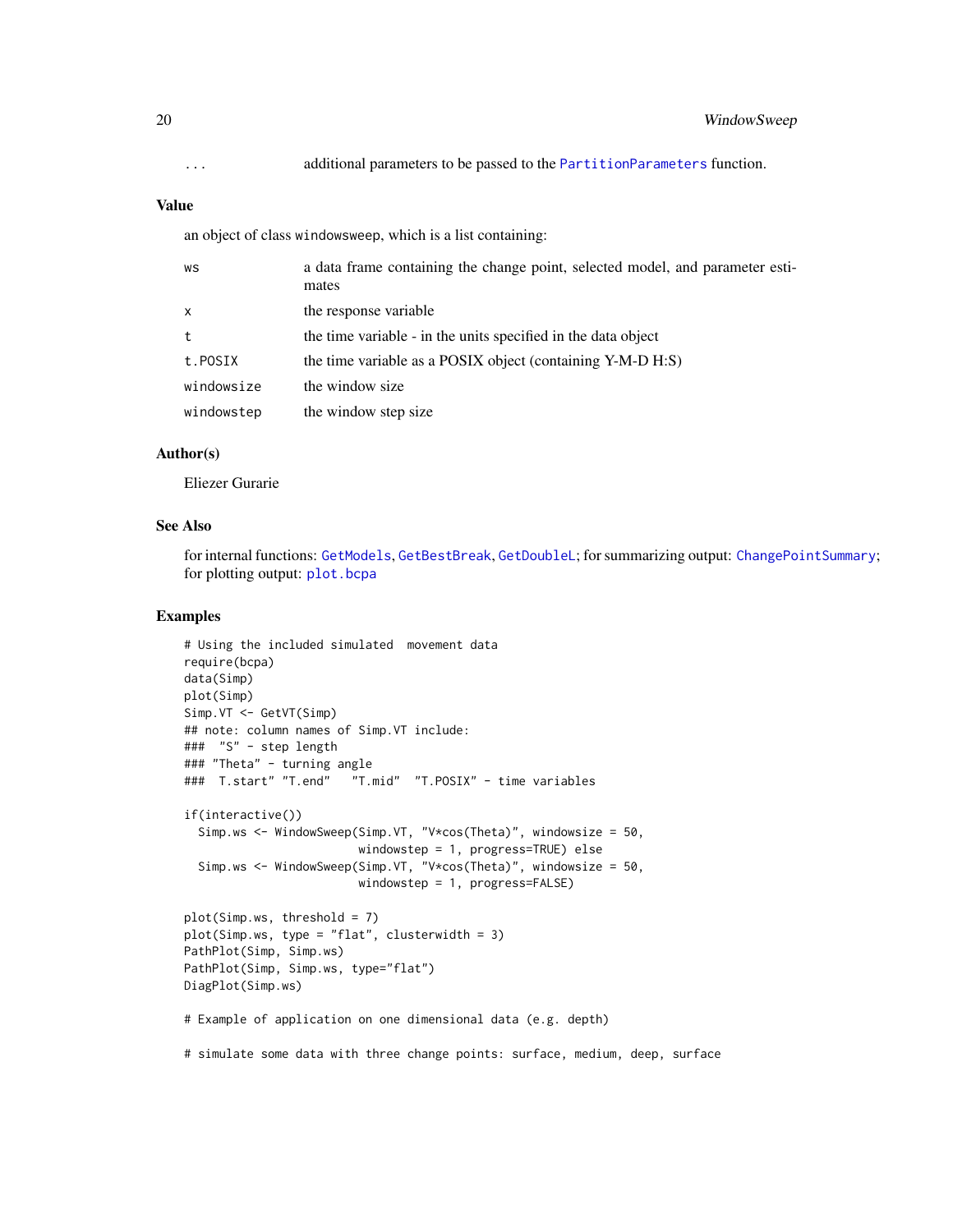| | |
|---|---|
| ... | additional parameters to be passed to the PartitionParameters function. |

### Value

an object of class windowsweep, which is a list containing:

| | |
|---|---|
| ws | a data frame containing the change point, selected model, and parameter estimates |
| x | the response variable |
| t | the time variable - in the units specified in the data object |
| t.POSIX | the time variable as a POSIX object (containing Y-M-D H:S) |
| windowsize | the window size |
| windowstep | the window step size |

### Author(s)

Eliezer Gurarie

### See Also

for internal functions: GetModels, GetBestBreak, GetDoubleL; for summarizing output: ChangePointSummary; for plotting output: plot.bcpa

### Examples

```
# Using the included simulated  movement data
require(bcpa)
data(Simp)
plot(Simp)
Simp.VT <- GetVT(Simp)
## note: column names of Simp.VT include:
###  "S" - step length
### "Theta" - turning angle
###  T.start" "T.end"   "T.mid"  "T.POSIX" - time variables

if(interactive())
  Simp.ws <- WindowSweep(Simp.VT, "V*cos(Theta)", windowsize = 50,
                         windowstep = 1, progress=TRUE) else
  Simp.ws <- WindowSweep(Simp.VT, "V*cos(Theta)", windowsize = 50,
                         windowstep = 1, progress=FALSE)

plot(Simp.ws, threshold = 7)
plot(Simp.ws, type = "flat", clusterwidth = 3)
PathPlot(Simp, Simp.ws)
PathPlot(Simp, Simp.ws, type="flat")
DiagPlot(Simp.ws)

# Example of application on one dimensional data (e.g. depth)

# simulate some data with three change points: surface, medium, deep, surface
```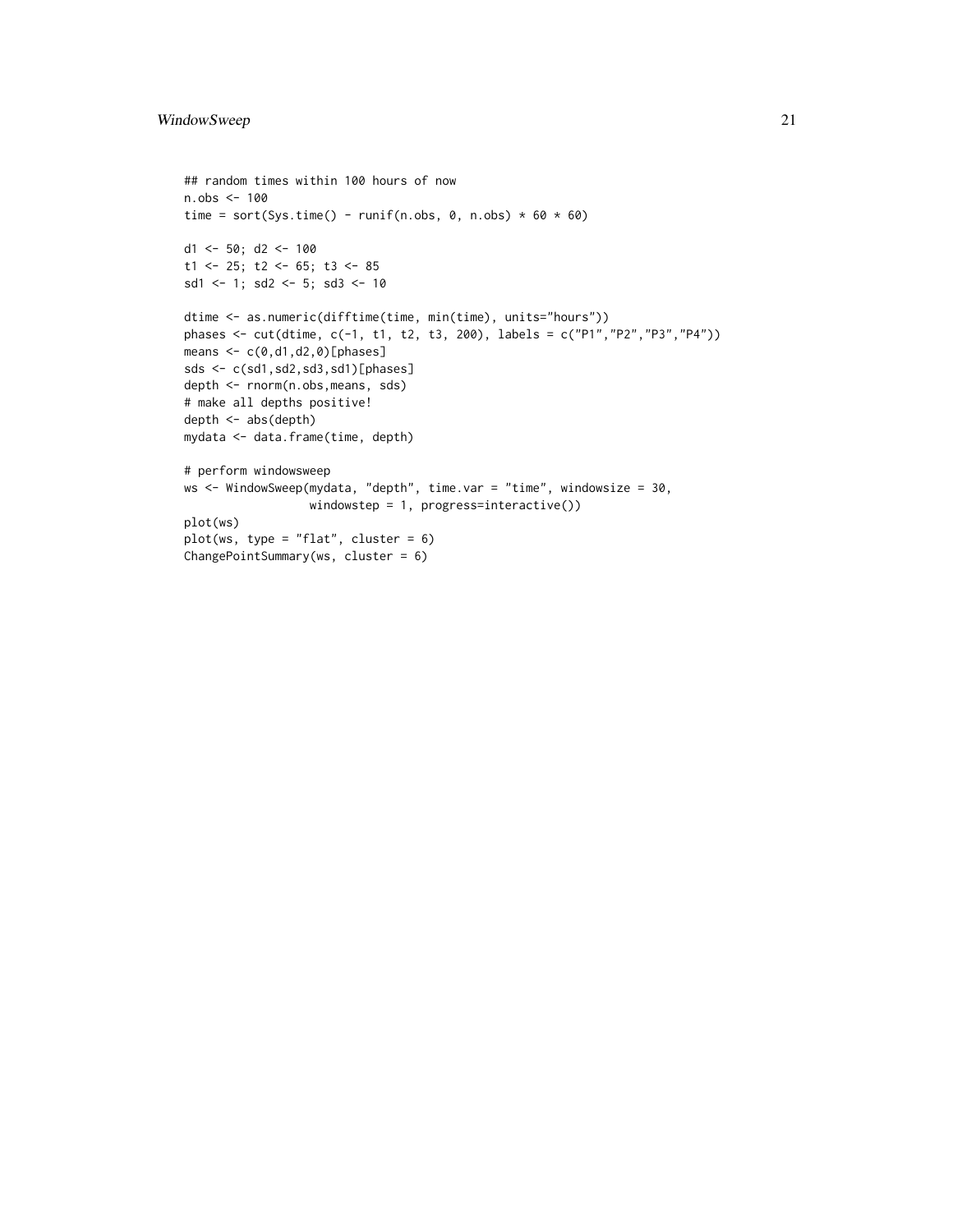```
## random times within 100 hours of now
n.obs <- 100
time = sort(Sys.time() - runif(n.obs, 0, n.obs) * 60 * 60)

d1 <- 50; d2 <- 100
t1 <- 25; t2 <- 65; t3 <- 85
sd1 <- 1; sd2 <- 5; sd3 <- 10

dtime <- as.numeric(difftime(time, min(time), units="hours"))
phases <- cut(dtime, c(-1, t1, t2, t3, 200), labels = c("P1","P2","P3","P4"))
means <- c(0,d1,d2,0)[phases]
sds <- c(sd1,sd2,sd3,sd1)[phases]
depth <- rnorm(n.obs,means, sds)
# make all depths positive!
depth <- abs(depth)
mydata <- data.frame(time, depth)

# perform windowsweep
ws <- WindowSweep(mydata, "depth", time.var = "time", windowsize = 30,
                  windowstep = 1, progress=interactive())
plot(ws)
plot(ws, type = "flat", cluster = 6)
ChangePointSummary(ws, cluster = 6)
```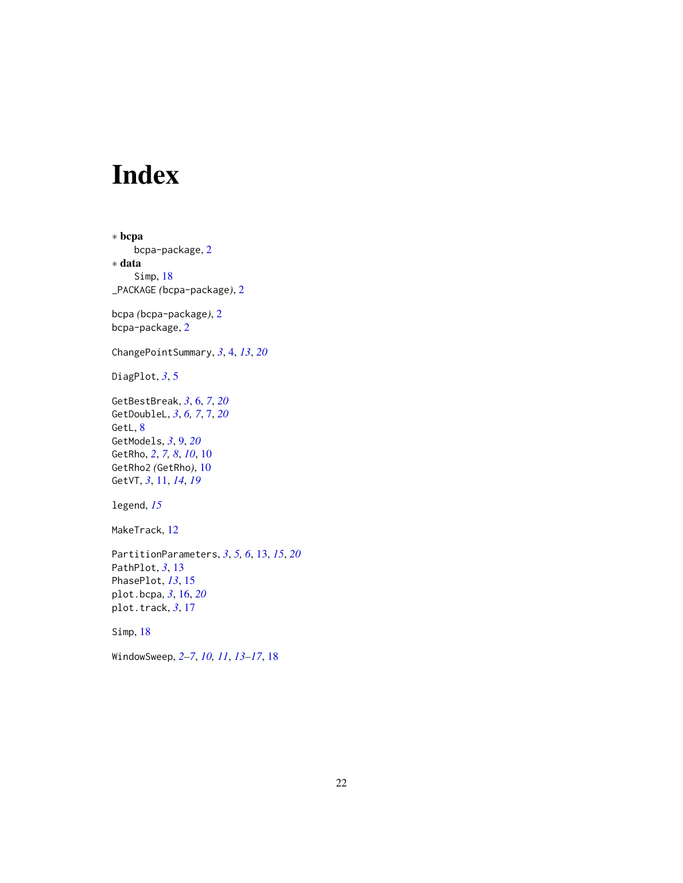# Index

∗ **bcpa**
  bcpa-package, 2

∗ **data**
  Simp, 18

_PACKAGE (bcpa-package), 2

bcpa (bcpa-package), 2
bcpa-package, 2

ChangePointSummary, *3*, 4, *13*, *20*

DiagPlot, *3*, 5

GetBestBreak, *3*, 6, *7*, *20*
GetDoubleL, *3*, *6, 7*, 7, *20*
GetL, 8
GetModels, *3*, 9, *20*
GetRho, *2*, *7, 8*, *10*, 10
GetRho2 (GetRho), 10
GetVT, *3*, 11, *14*, *19*

legend, *15*

MakeTrack, 12

PartitionParameters, *3*, *5, 6*, 13, *15*, *20*
PathPlot, *3*, 13
PhasePlot, *13*, 15
plot.bcpa, *3*, 16, *20*
plot.track, *3*, 17

Simp, 18

WindowSweep, *2–7*, *10, 11*, *13–17*, 18